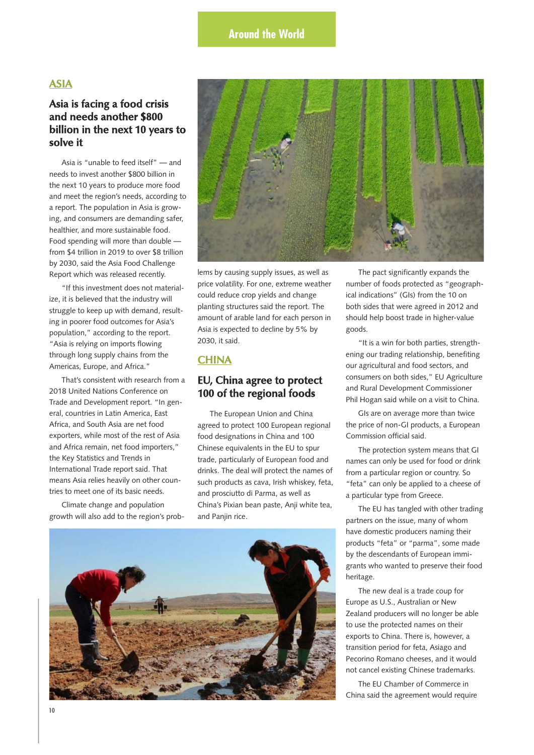## Around the World

### ASIA

## Asia is facing a food crisis and needs another $800 billion in the next 10 years to solve it

Asia is "unable to feed itself" — and needs to invest another $800 billion in the next 10 years to produce more food and meet the region's needs, according to a report. The population in Asia is growing, and consumers are demanding safer, healthier, and more sustainable food. Food spending will more than double — from $4 trillion in 2019 to over $8 trillion by 2030, said the Asia Food Challenge Report which was released recently.

"If this investment does not materialize, it is believed that the industry will struggle to keep up with demand, resulting in poorer food outcomes for Asia's population," according to the report. "Asia is relying on imports flowing through long supply chains from the Americas, Europe, and Africa."

That's consistent with research from a 2018 United Nations Conference on Trade and Development report. "In general, countries in Latin America, East Africa, and South Asia are net food exporters, while most of the rest of Asia and Africa remain, net food importers," the Key Statistics and Trends in International Trade report said. That means Asia relies heavily on other countries to meet one of its basic needs.

Climate change and population growth will also add to the region's problems by causing supply issues, as well as price volatility. For one, extreme weather could reduce crop yields and change planting structures said the report. The amount of arable land for each person in Asia is expected to decline by 5% by 2030, it said.

### CHINA

## EU, China agree to protect 100 of the regional foods

The European Union and China agreed to protect 100 European regional food designations in China and 100 Chinese equivalents in the EU to spur trade, particularly of European food and drinks. The deal will protect the names of such products as cava, Irish whiskey, feta, and prosciutto di Parma, as well as China's Pixian bean paste, Anji white tea, and Panjin rice.

The pact significantly expands the number of foods protected as "geographical indications" (GIs) from the 10 on both sides that were agreed in 2012 and should help boost trade in higher-value goods.

"It is a win for both parties, strengthening our trading relationship, benefiting our agricultural and food sectors, and consumers on both sides," EU Agriculture and Rural Development Commissioner Phil Hogan said while on a visit to China.

GIs are on average more than twice the price of non-GI products, a European Commission official said.

The protection system means that GI names can only be used for food or drink from a particular region or country. So "feta" can only be applied to a cheese of a particular type from Greece.

The EU has tangled with other trading partners on the issue, many of whom have domestic producers naming their products "feta" or "parma", some made by the descendants of European immigrants who wanted to preserve their food heritage.

The new deal is a trade coup for Europe as U.S., Australian or New Zealand producers will no longer be able to use the protected names on their exports to China. There is, however, a transition period for feta, Asiago and Pecorino Romano cheeses, and it would not cancel existing Chinese trademarks.

The EU Chamber of Commerce in China said the agreement would require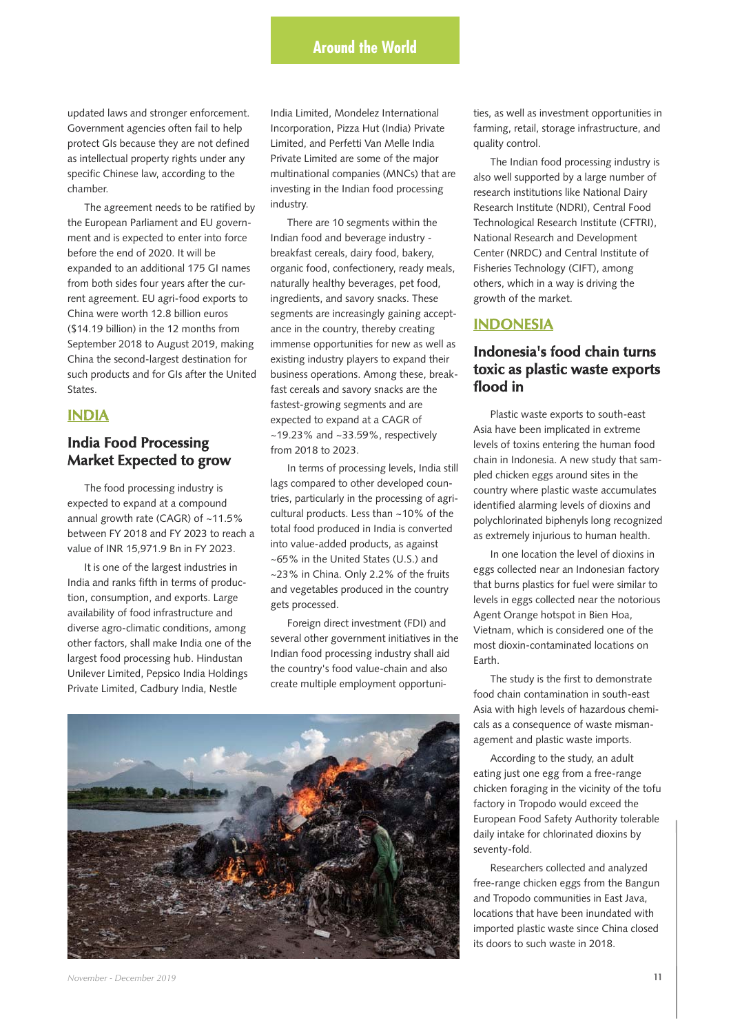updated laws and stronger enforcement. Government agencies often fail to help protect GIs because they are not defined as intellectual property rights under any specific Chinese law, according to the chamber.

The agreement needs to be ratified by the European Parliament and EU government and is expected to enter into force before the end of 2020. It will be expanded to an additional 175 GI names from both sides four years after the current agreement. EU agri-food exports to China were worth 12.8 billion euros ($14.19 billion) in the 12 months from September 2018 to August 2019, making China the second-largest destination for such products and for GIs after the United States.

## INDIA

### India Food Processing Market Expected to grow

The food processing industry is expected to expand at a compound annual growth rate (CAGR) of ~11.5% between FY 2018 and FY 2023 to reach a value of INR 15,971.9 Bn in FY 2023.

It is one of the largest industries in India and ranks fifth in terms of production, consumption, and exports. Large availability of food infrastructure and diverse agro-climatic conditions, among other factors, shall make India one of the largest food processing hub. Hindustan Unilever Limited, Pepsico India Holdings Private Limited, Cadbury India, Nestle India Limited, Mondelez International Incorporation, Pizza Hut (India) Private Limited, and Perfetti Van Melle India Private Limited are some of the major multinational companies (MNCs) that are investing in the Indian food processing industry.

There are 10 segments within the Indian food and beverage industry - breakfast cereals, dairy food, bakery, organic food, confectionery, ready meals, naturally healthy beverages, pet food, ingredients, and savory snacks. These segments are increasingly gaining acceptance in the country, thereby creating immense opportunities for new as well as existing industry players to expand their business operations. Among these, breakfast cereals and savory snacks are the fastest-growing segments and are expected to expand at a CAGR of ~19.23% and ~33.59%, respectively from 2018 to 2023.

In terms of processing levels, India still lags compared to other developed countries, particularly in the processing of agricultural products. Less than ~10% of the total food produced in India is converted into value-added products, as against ~65% in the United States (U.S.) and ~23% in China. Only 2.2% of the fruits and vegetables produced in the country gets processed.

Foreign direct investment (FDI) and several other government initiatives in the Indian food processing industry shall aid the country's food value-chain and also create multiple employment opportunities, as well as investment opportunities in farming, retail, storage infrastructure, and quality control.

The Indian food processing industry is also well supported by a large number of research institutions like National Dairy Research Institute (NDRI), Central Food Technological Research Institute (CFTRI), National Research and Development Center (NRDC) and Central Institute of Fisheries Technology (CIFT), among others, which in a way is driving the growth of the market.

## INDONESIA

### Indonesia's food chain turns toxic as plastic waste exports flood in

Plastic waste exports to south-east Asia have been implicated in extreme levels of toxins entering the human food chain in Indonesia. A new study that sampled chicken eggs around sites in the country where plastic waste accumulates identified alarming levels of dioxins and polychlorinated biphenyls long recognized as extremely injurious to human health.

In one location the level of dioxins in eggs collected near an Indonesian factory that burns plastics for fuel were similar to levels in eggs collected near the notorious Agent Orange hotspot in Bien Hoa, Vietnam, which is considered one of the most dioxin-contaminated locations on Earth.

The study is the first to demonstrate food chain contamination in south-east Asia with high levels of hazardous chemicals as a consequence of waste mismanagement and plastic waste imports.

According to the study, an adult eating just one egg from a free-range chicken foraging in the vicinity of the tofu factory in Tropodo would exceed the European Food Safety Authority tolerable daily intake for chlorinated dioxins by seventy-fold.

Researchers collected and analyzed free-range chicken eggs from the Bangun and Tropodo communities in East Java, locations that have been inundated with imported plastic waste since China closed its doors to such waste in 2018.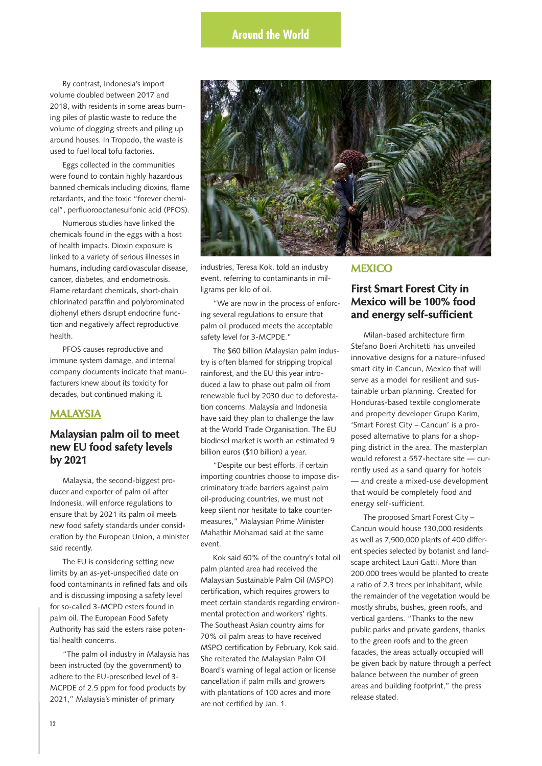By contrast, Indonesia's import volume doubled between 2017 and 2018, with residents in some areas burning piles of plastic waste to reduce the volume of clogging streets and piling up around houses. In Tropodo, the waste is used to fuel local tofu factories.

Eggs collected in the communities were found to contain highly hazardous banned chemicals including dioxins, flame retardants, and the toxic "forever chemical", perfluorooctanesulfonic acid (PFOS).

Numerous studies have linked the chemicals found in the eggs with a host of health impacts. Dioxin exposure is linked to a variety of serious illnesses in humans, including cardiovascular disease, cancer, diabetes, and endometriosis. Flame retardant chemicals, short-chain chlorinated paraffin and polybrominated diphenyl ethers disrupt endocrine function and negatively affect reproductive health.

PFOS causes reproductive and immune system damage, and internal company documents indicate that manufacturers knew about its toxicity for decades, but continued making it.

## MALAYSIA

### Malaysian palm oil to meet new EU food safety levels by 2021

Malaysia, the second-biggest producer and exporter of palm oil after Indonesia, will enforce regulations to ensure that by 2021 its palm oil meets new food safety standards under consideration by the European Union, a minister said recently.

The EU is considering setting new limits by an as-yet-unspecified date on food contaminants in refined fats and oils and is discussing imposing a safety level for so-called 3-MCPD esters found in palm oil. The European Food Safety Authority has said the esters raise potential health concerns.

"The palm oil industry in Malaysia has been instructed (by the government) to adhere to the EU-prescribed level of 3-MCPDE of 2.5 ppm for food products by 2021," Malaysia's minister of primary industries, Teresa Kok, told an industry event, referring to contaminants in milligrams per kilo of oil.

"We are now in the process of enforcing several regulations to ensure that palm oil produced meets the acceptable safety level for 3-MCPDE."

The $60 billion Malaysian palm industry is often blamed for stripping tropical rainforest, and the EU this year introduced a law to phase out palm oil from renewable fuel by 2030 due to deforestation concerns. Malaysia and Indonesia have said they plan to challenge the law at the World Trade Organisation. The EU biodiesel market is worth an estimated 9 billion euros ($10 billion) a year.

"Despite our best efforts, if certain importing countries choose to impose discriminatory trade barriers against palm oil-producing countries, we must not keep silent nor hesitate to take countermeasures," Malaysian Prime Minister Mahathir Mohamad said at the same event.

Kok said 60% of the country's total oil palm planted area had received the Malaysian Sustainable Palm Oil (MSPO) certification, which requires growers to meet certain standards regarding environmental protection and workers' rights. The Southeast Asian country aims for 70% oil palm areas to have received MSPO certification by February, Kok said. She reiterated the Malaysian Palm Oil Board's warning of legal action or license cancellation if palm mills and growers with plantations of 100 acres and more are not certified by Jan. 1.

## MEXICO

### First Smart Forest City in Mexico will be 100% food and energy self-sufficient

Milan-based architecture firm Stefano Boeri Architetti has unveiled innovative designs for a nature-infused smart city in Cancun, Mexico that will serve as a model for resilient and sustainable urban planning. Created for Honduras-based textile conglomerate and property developer Grupo Karim, 'Smart Forest City – Cancun' is a proposed alternative to plans for a shopping district in the area. The masterplan would reforest a 557-hectare site — currently used as a sand quarry for hotels — and create a mixed-use development that would be completely food and energy self-sufficient.

The proposed Smart Forest City – Cancun would house 130,000 residents as well as 7,500,000 plants of 400 different species selected by botanist and landscape architect Lauri Gatti. More than 200,000 trees would be planted to create a ratio of 2.3 trees per inhabitant, while the remainder of the vegetation would be mostly shrubs, bushes, green roofs, and vertical gardens. "Thanks to the new public parks and private gardens, thanks to the green roofs and to the green facades, the areas actually occupied will be given back by nature through a perfect balance between the number of green areas and building footprint," the press release stated.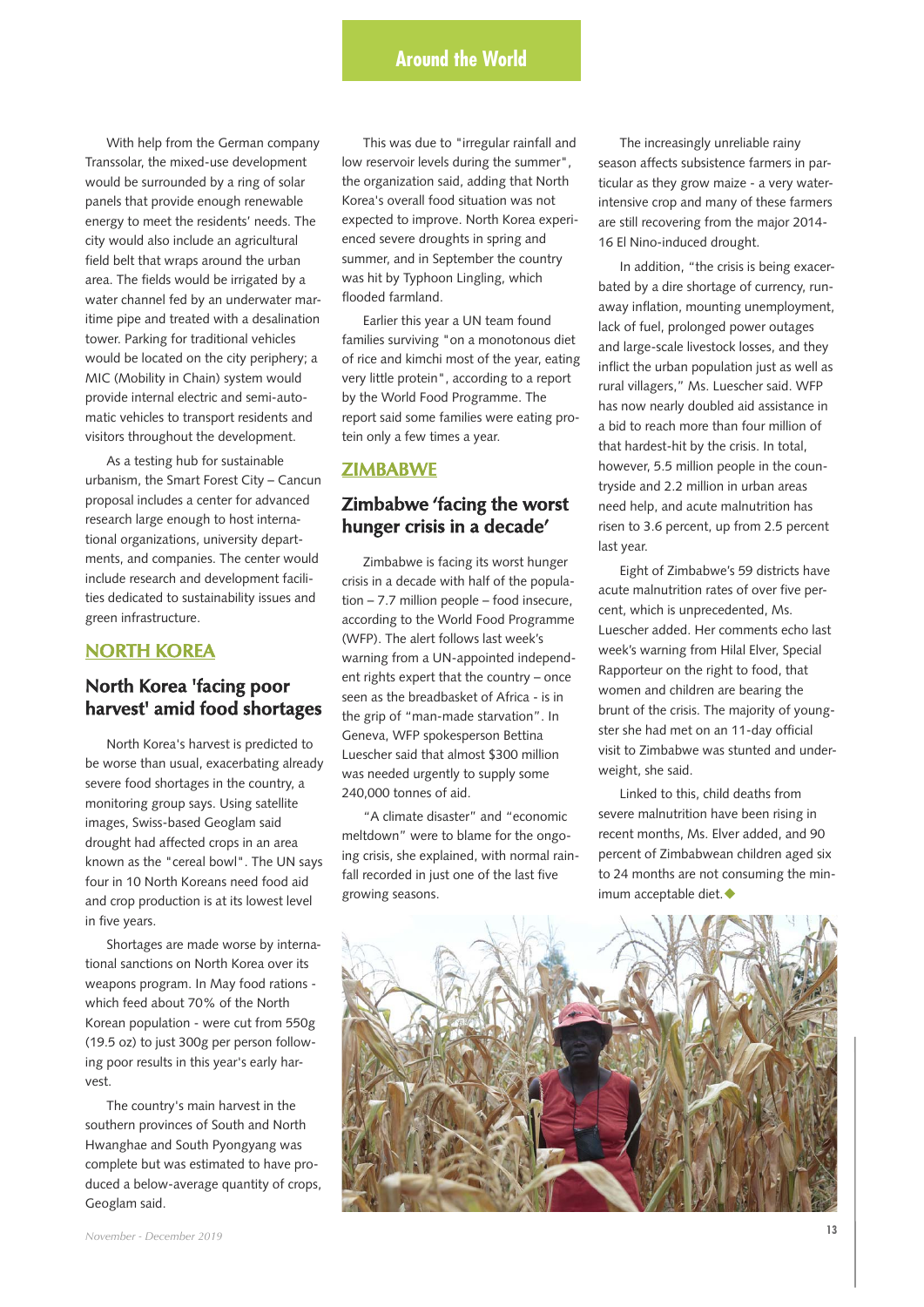## Around the World

With help from the German company Transsolar, the mixed-use development would be surrounded by a ring of solar panels that provide enough renewable energy to meet the residents' needs. The city would also include an agricultural field belt that wraps around the urban area. The fields would be irrigated by a water channel fed by an underwater maritime pipe and treated with a desalination tower. Parking for traditional vehicles would be located on the city periphery; a MIC (Mobility in Chain) system would provide internal electric and semi-automatic vehicles to transport residents and visitors throughout the development.

As a testing hub for sustainable urbanism, the Smart Forest City – Cancun proposal includes a center for advanced research large enough to host international organizations, university departments, and companies. The center would include research and development facilities dedicated to sustainability issues and green infrastructure.

### NORTH KOREA

## North Korea 'facing poor harvest' amid food shortages

North Korea's harvest is predicted to be worse than usual, exacerbating already severe food shortages in the country, a monitoring group says. Using satellite images, Swiss-based Geoglam said drought had affected crops in an area known as the "cereal bowl". The UN says four in 10 North Koreans need food aid and crop production is at its lowest level in five years.

Shortages are made worse by international sanctions on North Korea over its weapons program. In May food rations - which feed about 70% of the North Korean population - were cut from 550g (19.5 oz) to just 300g per person following poor results in this year's early harvest.

The country's main harvest in the southern provinces of South and North Hwanghae and South Pyongyang was complete but was estimated to have produced a below-average quantity of crops, Geoglam said.

This was due to "irregular rainfall and low reservoir levels during the summer", the organization said, adding that North Korea's overall food situation was not expected to improve. North Korea experienced severe droughts in spring and summer, and in September the country was hit by Typhoon Lingling, which flooded farmland.

Earlier this year a UN team found families surviving "on a monotonous diet of rice and kimchi most of the year, eating very little protein", according to a report by the World Food Programme. The report said some families were eating protein only a few times a year.

### ZIMBABWE

## Zimbabwe 'facing the worst hunger crisis in a decade'

Zimbabwe is facing its worst hunger crisis in a decade with half of the population – 7.7 million people – food insecure, according to the World Food Programme (WFP). The alert follows last week's warning from a UN-appointed independent rights expert that the country – once seen as the breadbasket of Africa - is in the grip of "man-made starvation". In Geneva, WFP spokesperson Bettina Luescher said that almost $300 million was needed urgently to supply some 240,000 tonnes of aid.

"A climate disaster" and "economic meltdown" were to blame for the ongoing crisis, she explained, with normal rainfall recorded in just one of the last five growing seasons.

The increasingly unreliable rainy season affects subsistence farmers in particular as they grow maize - a very water-intensive crop and many of these farmers are still recovering from the major 2014-16 El Nino-induced drought.

In addition, "the crisis is being exacerbated by a dire shortage of currency, runaway inflation, mounting unemployment, lack of fuel, prolonged power outages and large-scale livestock losses, and they inflict the urban population just as well as rural villagers," Ms. Luescher said. WFP has now nearly doubled aid assistance in a bid to reach more than four million of that hardest-hit by the crisis. In total, however, 5.5 million people in the countryside and 2.2 million in urban areas need help, and acute malnutrition has risen to 3.6 percent, up from 2.5 percent last year.

Eight of Zimbabwe's 59 districts have acute malnutrition rates of over five percent, which is unprecedented, Ms. Luescher added. Her comments echo last week's warning from Hilal Elver, Special Rapporteur on the right to food, that women and children are bearing the brunt of the crisis. The majority of youngster she had met on an 11-day official visit to Zimbabwe was stunted and underweight, she said.

Linked to this, child deaths from severe malnutrition have been rising in recent months, Ms. Elver added, and 90 percent of Zimbabwean children aged six to 24 months are not consuming the minimum acceptable diet. ◆